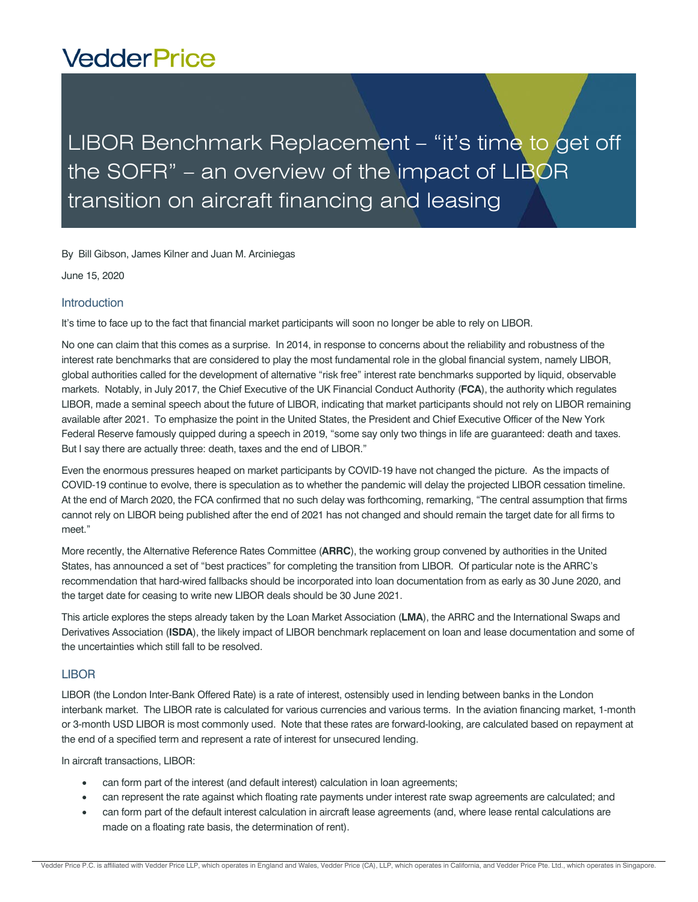VedderPrice

# LIBOR Benchmark Replacement – "it's time to get off the SOFR" – an overview of the impact of LIBOR transition on aircraft financing and leasing

By Bill Gibson, James Kilner and Juan M. Arciniegas

June 15, 2020

## Introduction

It's time to face up to the fact that financial market participants will soon no longer be able to rely on LIBOR.

No one can claim that this comes as a surprise. In 2014, in response to concerns about the reliability and robustness of the interest rate benchmarks that are considered to play the most fundamental role in the global financial system, namely LIBOR, global authorities called for the development of alternative "risk free" interest rate benchmarks supported by liquid, observable markets. Notably, in July 2017, the Chief Executive of the UK Financial Conduct Authority (**FCA**), the authority which regulates LIBOR, made a seminal speech about the future of LIBOR, indicating that market participants should not rely on LIBOR remaining available after 2021. To emphasize the point in the United States, the President and Chief Executive Officer of the New York Federal Reserve famously quipped during a speech in 2019, "some say only two things in life are guaranteed: death and taxes. But I say there are actually three: death, taxes and the end of LIBOR."

Even the enormous pressures heaped on market participants by COVID-19 have not changed the picture. As the impacts of COVID-19 continue to evolve, there is speculation as to whether the pandemic will delay the projected LIBOR cessation timeline. At the end of March 2020, the FCA confirmed that no such delay was forthcoming, remarking, "The central assumption that firms cannot rely on LIBOR being published after the end of 2021 has not changed and should remain the target date for all firms to meet."

More recently, the Alternative Reference Rates Committee (**ARRC**), the working group convened by authorities in the United States, has announced a set of "best practices" for completing the transition from LIBOR. Of particular note is the ARRC's recommendation that hard-wired fallbacks should be incorporated into loan documentation from as early as 30 June 2020, and the target date for ceasing to write new LIBOR deals should be 30 June 2021.

This article explores the steps already taken by the Loan Market Association (**LMA**), the ARRC and the International Swaps and Derivatives Association (**ISDA**), the likely impact of LIBOR benchmark replacement on loan and lease documentation and some of the uncertainties which still fall to be resolved.

## LIBOR

LIBOR (the London Inter-Bank Offered Rate) is a rate of interest, ostensibly used in lending between banks in the London interbank market. The LIBOR rate is calculated for various currencies and various terms. In the aviation financing market, 1-month or 3-month USD LIBOR is most commonly used. Note that these rates are forward-looking, are calculated based on repayment at the end of a specified term and represent a rate of interest for unsecured lending.

In aircraft transactions, LIBOR:

- can form part of the interest (and default interest) calculation in loan agreements;
- can represent the rate against which floating rate payments under interest rate swap agreements are calculated; and
- can form part of the default interest calculation in aircraft lease agreements (and, where lease rental calculations are made on a floating rate basis, the determination of rent).

Vedder Price P.C. is affiliated with Vedder Price LLP, which operates in England and Wales, Vedder Price (CA), LLP, which operates in California, and Vedder Price Pte. Ltd., which operates in Singapore.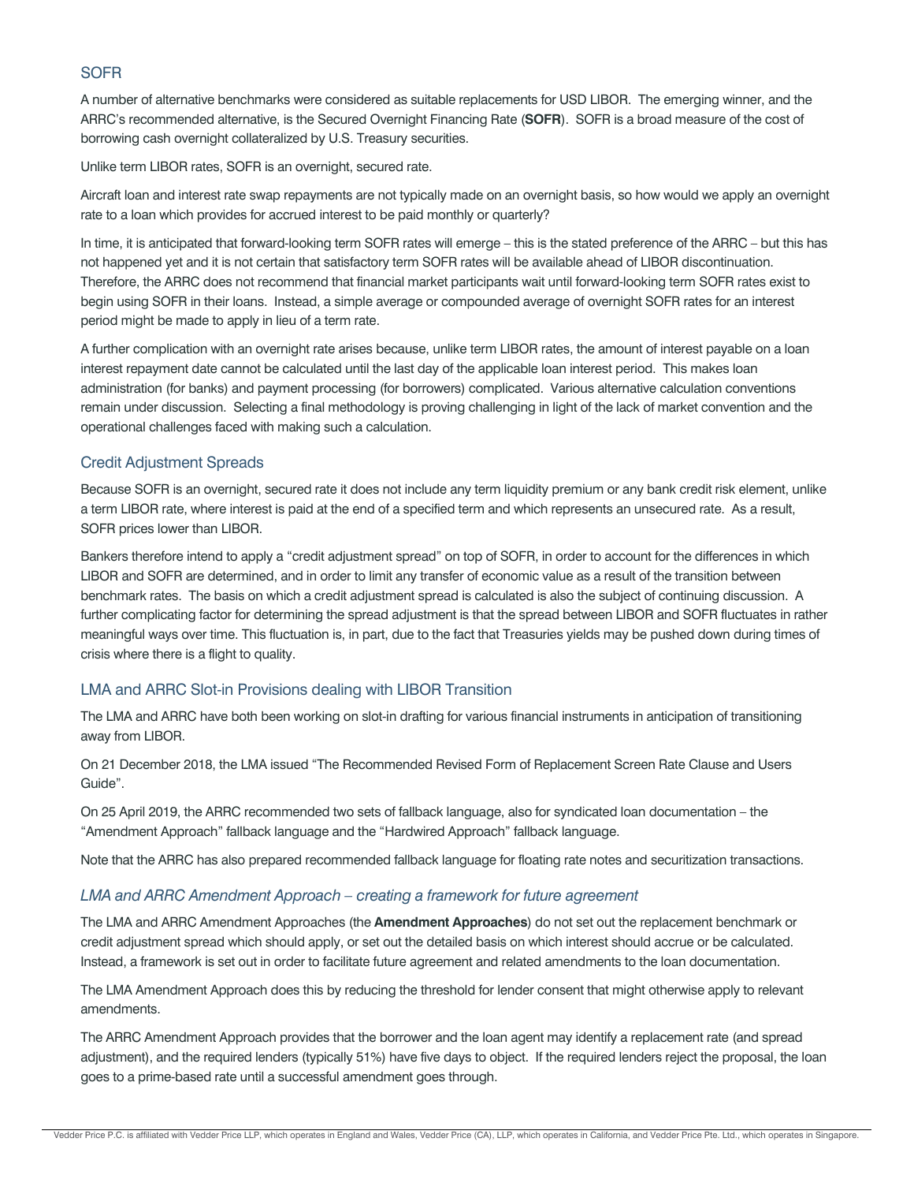## SOFR

A number of alternative benchmarks were considered as suitable replacements for USD LIBOR. The emerging winner, and the ARRC's recommended alternative, is the Secured Overnight Financing Rate (**SOFR**). SOFR is a broad measure of the cost of borrowing cash overnight collateralized by U.S. Treasury securities.

Unlike term LIBOR rates, SOFR is an overnight, secured rate.

Aircraft loan and interest rate swap repayments are not typically made on an overnight basis, so how would we apply an overnight rate to a loan which provides for accrued interest to be paid monthly or quarterly?

In time, it is anticipated that forward-looking term SOFR rates will emerge – this is the stated preference of the ARRC – but this has not happened yet and it is not certain that satisfactory term SOFR rates will be available ahead of LIBOR discontinuation. Therefore, the ARRC does not recommend that financial market participants wait until forward-looking term SOFR rates exist to begin using SOFR in their loans. Instead, a simple average or compounded average of overnight SOFR rates for an interest period might be made to apply in lieu of a term rate.

A further complication with an overnight rate arises because, unlike term LIBOR rates, the amount of interest payable on a loan interest repayment date cannot be calculated until the last day of the applicable loan interest period. This makes loan administration (for banks) and payment processing (for borrowers) complicated. Various alternative calculation conventions remain under discussion. Selecting a final methodology is proving challenging in light of the lack of market convention and the operational challenges faced with making such a calculation.

## Credit Adjustment Spreads

Because SOFR is an overnight, secured rate it does not include any term liquidity premium or any bank credit risk element, unlike a term LIBOR rate, where interest is paid at the end of a specified term and which represents an unsecured rate. As a result, SOFR prices lower than LIBOR.

Bankers therefore intend to apply a "credit adjustment spread" on top of SOFR, in order to account for the differences in which LIBOR and SOFR are determined, and in order to limit any transfer of economic value as a result of the transition between benchmark rates. The basis on which a credit adjustment spread is calculated is also the subject of continuing discussion. A further complicating factor for determining the spread adjustment is that the spread between LIBOR and SOFR fluctuates in rather meaningful ways over time. This fluctuation is, in part, due to the fact that Treasuries yields may be pushed down during times of crisis where there is a flight to quality.

## LMA and ARRC Slot-in Provisions dealing with LIBOR Transition

The LMA and ARRC have both been working on slot-in drafting for various financial instruments in anticipation of transitioning away from LIBOR.

On 21 December 2018, the LMA issued "The Recommended Revised Form of Replacement Screen Rate Clause and Users Guide".

On 25 April 2019, the ARRC recommended two sets of fallback language, also for syndicated loan documentation – the "Amendment Approach" fallback language and the "Hardwired Approach" fallback language.

Note that the ARRC has also prepared recommended fallback language for floating rate notes and securitization transactions.

### *LMA and ARRC Amendment Approach – creating a framework for future agreement*

The LMA and ARRC Amendment Approaches (the **Amendment Approaches**) do not set out the replacement benchmark or credit adjustment spread which should apply, or set out the detailed basis on which interest should accrue or be calculated. Instead, a framework is set out in order to facilitate future agreement and related amendments to the loan documentation.

The LMA Amendment Approach does this by reducing the threshold for lender consent that might otherwise apply to relevant amendments.

The ARRC Amendment Approach provides that the borrower and the loan agent may identify a replacement rate (and spread adjustment), and the required lenders (typically 51%) have five days to object. If the required lenders reject the proposal, the loan goes to a prime-based rate until a successful amendment goes through.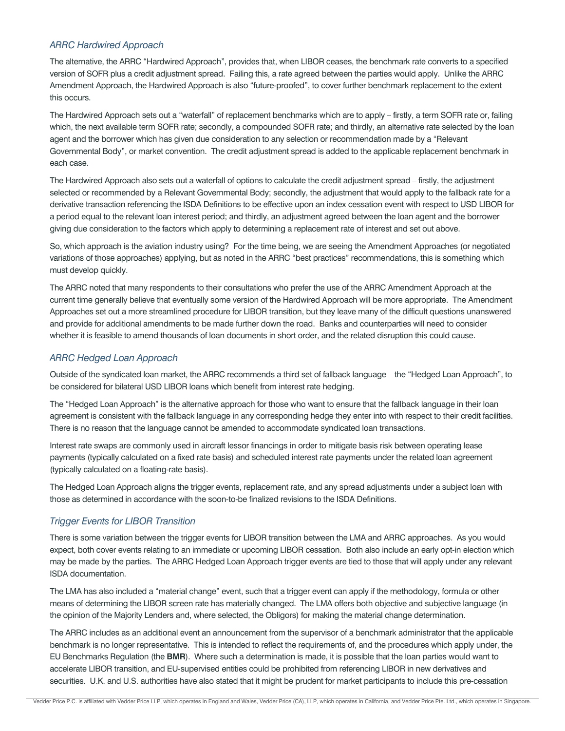### *ARRC Hardwired Approach*

The alternative, the ARRC "Hardwired Approach", provides that, when LIBOR ceases, the benchmark rate converts to a specified version of SOFR plus a credit adjustment spread. Failing this, a rate agreed between the parties would apply. Unlike the ARRC Amendment Approach, the Hardwired Approach is also "future-proofed", to cover further benchmark replacement to the extent this occurs.

The Hardwired Approach sets out a "waterfall" of replacement benchmarks which are to apply – firstly, a term SOFR rate or, failing which, the next available term SOFR rate; secondly, a compounded SOFR rate; and thirdly, an alternative rate selected by the loan agent and the borrower which has given due consideration to any selection or recommendation made by a "Relevant Governmental Body", or market convention. The credit adjustment spread is added to the applicable replacement benchmark in each case.

The Hardwired Approach also sets out a waterfall of options to calculate the credit adjustment spread – firstly, the adjustment selected or recommended by a Relevant Governmental Body; secondly, the adjustment that would apply to the fallback rate for a derivative transaction referencing the ISDA Definitions to be effective upon an index cessation event with respect to USD LIBOR for a period equal to the relevant loan interest period; and thirdly, an adjustment agreed between the loan agent and the borrower giving due consideration to the factors which apply to determining a replacement rate of interest and set out above.

So, which approach is the aviation industry using? For the time being, we are seeing the Amendment Approaches (or negotiated variations of those approaches) applying, but as noted in the ARRC "best practices" recommendations, this is something which must develop quickly.

The ARRC noted that many respondents to their consultations who prefer the use of the ARRC Amendment Approach at the current time generally believe that eventually some version of the Hardwired Approach will be more appropriate. The Amendment Approaches set out a more streamlined procedure for LIBOR transition, but they leave many of the difficult questions unanswered and provide for additional amendments to be made further down the road. Banks and counterparties will need to consider whether it is feasible to amend thousands of loan documents in short order, and the related disruption this could cause.

### *ARRC Hedged Loan Approach*

Outside of the syndicated loan market, the ARRC recommends a third set of fallback language – the "Hedged Loan Approach", to be considered for bilateral USD LIBOR loans which benefit from interest rate hedging.

The "Hedged Loan Approach" is the alternative approach for those who want to ensure that the fallback language in their loan agreement is consistent with the fallback language in any corresponding hedge they enter into with respect to their credit facilities. There is no reason that the language cannot be amended to accommodate syndicated loan transactions.

Interest rate swaps are commonly used in aircraft lessor financings in order to mitigate basis risk between operating lease payments (typically calculated on a fixed rate basis) and scheduled interest rate payments under the related loan agreement (typically calculated on a floating-rate basis).

The Hedged Loan Approach aligns the trigger events, replacement rate, and any spread adjustments under a subject loan with those as determined in accordance with the soon-to-be finalized revisions to the ISDA Definitions.

### *Trigger Events for LIBOR Transition*

There is some variation between the trigger events for LIBOR transition between the LMA and ARRC approaches. As you would expect, both cover events relating to an immediate or upcoming LIBOR cessation. Both also include an early opt-in election which may be made by the parties. The ARRC Hedged Loan Approach trigger events are tied to those that will apply under any relevant ISDA documentation.

The LMA has also included a "material change" event, such that a trigger event can apply if the methodology, formula or other means of determining the LIBOR screen rate has materially changed. The LMA offers both objective and subjective language (in the opinion of the Majority Lenders and, where selected, the Obligors) for making the material change determination.

The ARRC includes as an additional event an announcement from the supervisor of a benchmark administrator that the applicable benchmark is no longer representative. This is intended to reflect the requirements of, and the procedures which apply under, the EU Benchmarks Regulation (the **BMR**). Where such a determination is made, it is possible that the loan parties would want to accelerate LIBOR transition, and EU-supervised entities could be prohibited from referencing LIBOR in new derivatives and securities. U.K. and U.S. authorities have also stated that it might be prudent for market participants to include this pre-cessation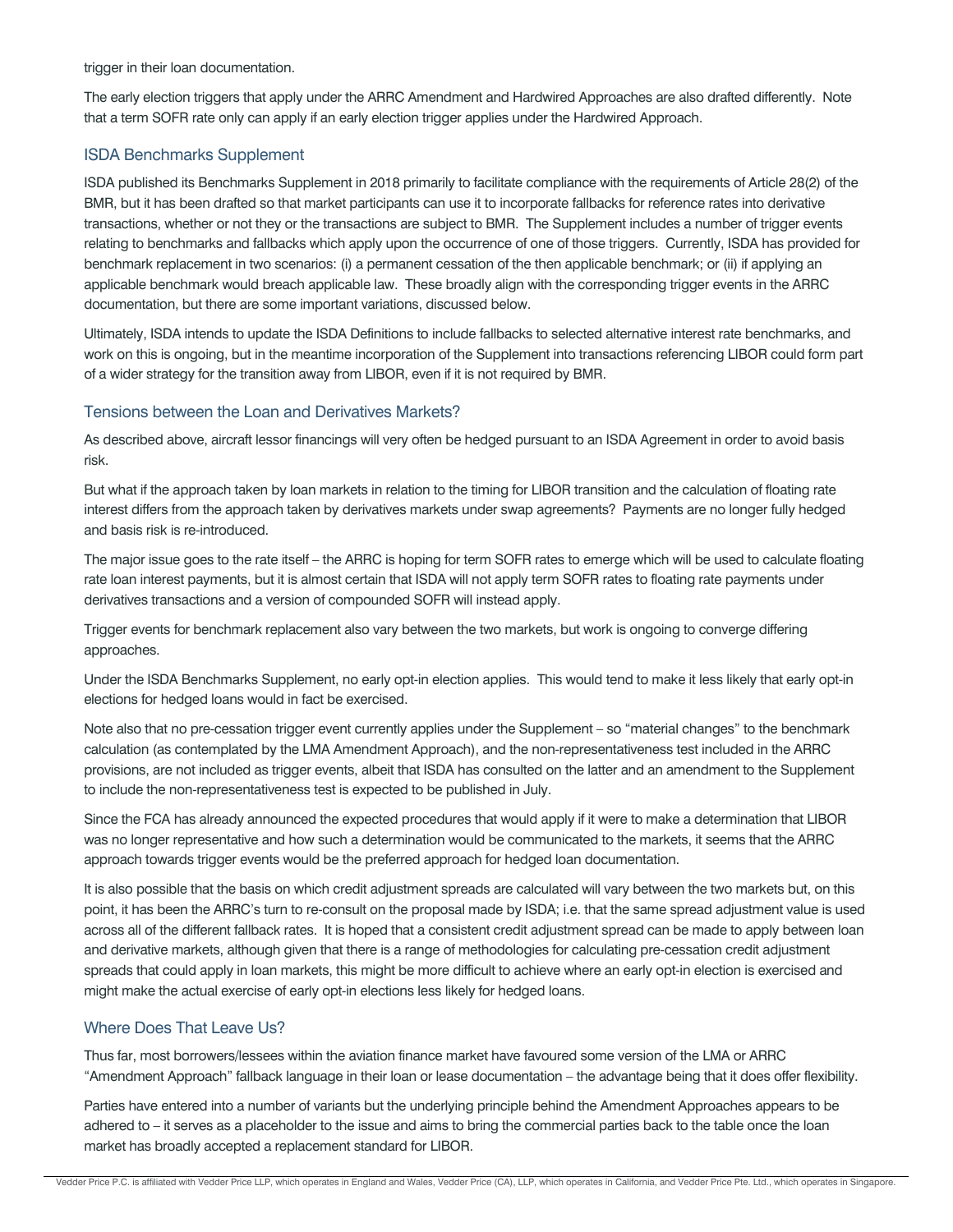trigger in their loan documentation.

The early election triggers that apply under the ARRC Amendment and Hardwired Approaches are also drafted differently. Note that a term SOFR rate only can apply if an early election trigger applies under the Hardwired Approach.

## ISDA Benchmarks Supplement

ISDA published its Benchmarks Supplement in 2018 primarily to facilitate compliance with the requirements of Article 28(2) of the BMR, but it has been drafted so that market participants can use it to incorporate fallbacks for reference rates into derivative transactions, whether or not they or the transactions are subject to BMR. The Supplement includes a number of trigger events relating to benchmarks and fallbacks which apply upon the occurrence of one of those triggers. Currently, ISDA has provided for benchmark replacement in two scenarios: (i) a permanent cessation of the then applicable benchmark; or (ii) if applying an applicable benchmark would breach applicable law. These broadly align with the corresponding trigger events in the ARRC documentation, but there are some important variations, discussed below.

Ultimately, ISDA intends to update the ISDA Definitions to include fallbacks to selected alternative interest rate benchmarks, and work on this is ongoing, but in the meantime incorporation of the Supplement into transactions referencing LIBOR could form part of a wider strategy for the transition away from LIBOR, even if it is not required by BMR.

## Tensions between the Loan and Derivatives Markets?

As described above, aircraft lessor financings will very often be hedged pursuant to an ISDA Agreement in order to avoid basis risk.

But what if the approach taken by loan markets in relation to the timing for LIBOR transition and the calculation of floating rate interest differs from the approach taken by derivatives markets under swap agreements? Payments are no longer fully hedged and basis risk is re-introduced.

The major issue goes to the rate itself – the ARRC is hoping for term SOFR rates to emerge which will be used to calculate floating rate loan interest payments, but it is almost certain that ISDA will not apply term SOFR rates to floating rate payments under derivatives transactions and a version of compounded SOFR will instead apply.

Trigger events for benchmark replacement also vary between the two markets, but work is ongoing to converge differing approaches.

Under the ISDA Benchmarks Supplement, no early opt-in election applies. This would tend to make it less likely that early opt-in elections for hedged loans would in fact be exercised.

Note also that no pre-cessation trigger event currently applies under the Supplement – so "material changes" to the benchmark calculation (as contemplated by the LMA Amendment Approach), and the non-representativeness test included in the ARRC provisions, are not included as trigger events, albeit that ISDA has consulted on the latter and an amendment to the Supplement to include the non-representativeness test is expected to be published in July.

Since the FCA has already announced the expected procedures that would apply if it were to make a determination that LIBOR was no longer representative and how such a determination would be communicated to the markets, it seems that the ARRC approach towards trigger events would be the preferred approach for hedged loan documentation.

It is also possible that the basis on which credit adjustment spreads are calculated will vary between the two markets but, on this point, it has been the ARRC's turn to re-consult on the proposal made by ISDA; i.e. that the same spread adjustment value is used across all of the different fallback rates. It is hoped that a consistent credit adjustment spread can be made to apply between loan and derivative markets, although given that there is a range of methodologies for calculating pre-cessation credit adjustment spreads that could apply in loan markets, this might be more difficult to achieve where an early opt-in election is exercised and might make the actual exercise of early opt-in elections less likely for hedged loans.

## Where Does That Leave Us?

Thus far, most borrowers/lessees within the aviation finance market have favoured some version of the LMA or ARRC "Amendment Approach" fallback language in their loan or lease documentation – the advantage being that it does offer flexibility.

Parties have entered into a number of variants but the underlying principle behind the Amendment Approaches appears to be adhered to – it serves as a placeholder to the issue and aims to bring the commercial parties back to the table once the loan market has broadly accepted a replacement standard for LIBOR.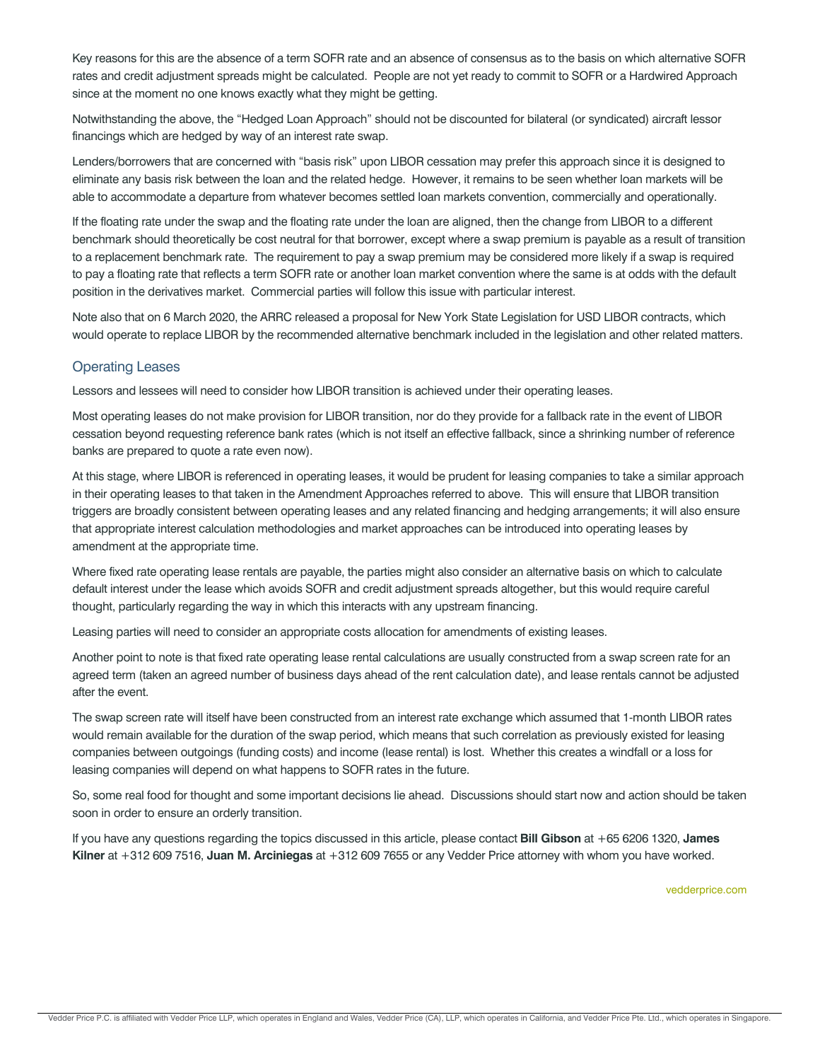Key reasons for this are the absence of a term SOFR rate and an absence of consensus as to the basis on which alternative SOFR rates and credit adjustment spreads might be calculated. People are not yet ready to commit to SOFR or a Hardwired Approach since at the moment no one knows exactly what they might be getting.

Notwithstanding the above, the "Hedged Loan Approach" should not be discounted for bilateral (or syndicated) aircraft lessor financings which are hedged by way of an interest rate swap.

Lenders/borrowers that are concerned with "basis risk" upon LIBOR cessation may prefer this approach since it is designed to eliminate any basis risk between the loan and the related hedge. However, it remains to be seen whether loan markets will be able to accommodate a departure from whatever becomes settled loan markets convention, commercially and operationally.

If the floating rate under the swap and the floating rate under the loan are aligned, then the change from LIBOR to a different benchmark should theoretically be cost neutral for that borrower, except where a swap premium is payable as a result of transition to a replacement benchmark rate. The requirement to pay a swap premium may be considered more likely if a swap is required to pay a floating rate that reflects a term SOFR rate or another loan market convention where the same is at odds with the default position in the derivatives market. Commercial parties will follow this issue with particular interest.

Note also that on 6 March 2020, the ARRC released a proposal for New York State Legislation for USD LIBOR contracts, which would operate to replace LIBOR by the recommended alternative benchmark included in the legislation and other related matters.

## Operating Leases

Lessors and lessees will need to consider how LIBOR transition is achieved under their operating leases.

Most operating leases do not make provision for LIBOR transition, nor do they provide for a fallback rate in the event of LIBOR cessation beyond requesting reference bank rates (which is not itself an effective fallback, since a shrinking number of reference banks are prepared to quote a rate even now).

At this stage, where LIBOR is referenced in operating leases, it would be prudent for leasing companies to take a similar approach in their operating leases to that taken in the Amendment Approaches referred to above. This will ensure that LIBOR transition triggers are broadly consistent between operating leases and any related financing and hedging arrangements; it will also ensure that appropriate interest calculation methodologies and market approaches can be introduced into operating leases by amendment at the appropriate time.

Where fixed rate operating lease rentals are payable, the parties might also consider an alternative basis on which to calculate default interest under the lease which avoids SOFR and credit adjustment spreads altogether, but this would require careful thought, particularly regarding the way in which this interacts with any upstream financing.

Leasing parties will need to consider an appropriate costs allocation for amendments of existing leases.

Another point to note is that fixed rate operating lease rental calculations are usually constructed from a swap screen rate for an agreed term (taken an agreed number of business days ahead of the rent calculation date), and lease rentals cannot be adjusted after the event.

The swap screen rate will itself have been constructed from an interest rate exchange which assumed that 1-month LIBOR rates would remain available for the duration of the swap period, which means that such correlation as previously existed for leasing companies between outgoings (funding costs) and income (lease rental) is lost. Whether this creates a windfall or a loss for leasing companies will depend on what happens to SOFR rates in the future.

So, some real food for thought and some important decisions lie ahead. Discussions should start now and action should be taken soon in order to ensure an orderly transition.

If you have any questions regarding the topics discussed in this article, please contact **Bill Gibson** at +65 6206 1320, **James Kilner** at +312 609 7516, **Juan M. Arciniegas** at +312 609 7655 or any Vedder Price attorney with whom you have worked.

vedderprice.com

Vedder Price P.C. is affiliated with Vedder Price LLP, which operates in England and Wales, Vedder Price (CA), LLP, which operates in California, and Vedder Price Pte. Ltd., which operates in Singapore.